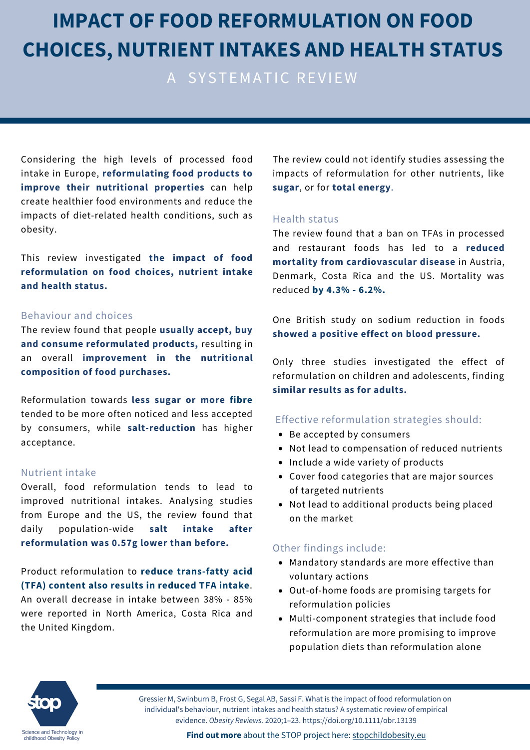# IMPACT OF FOOD REFORMULATION ON FOOD CHOICES, NUTRIENT INTAKES AND HEALTH STATUS

## A SYSTEMATIC REVIEW

Considering the high levels of processed food intake in Europe, **reformulating food products to improve their nutritional properties** can help create healthier food environments and reduce the impacts of diet-related health conditions, such as obesity.

This review investigated **the impact of food reformulation on food choices, nutrient intake and health status.**

### Behaviour and choices

The review found that people **usually accept, buy and consume reformulated products,** resulting in an overall **improvement in the nutritional composition of food purchases.**

Reformulation towards **less sugar or more fibre** tended to be more often noticed and less accepted by consumers, while **salt-reduction** has higher acceptance.

### Nutrient intake

Overall, food reformulation tends to lead to improved nutritional intakes. Analysing studies from Europe and the US, the review found that daily population-wide **salt intake after reformulation was 0.57g lower than before.**

Product reformulation to **reduce trans-fatty acid (TFA) content also results in reduced TFA intake**. An overall decrease in intake between 38% - 85% were reported in North America, Costa Rica and the United Kingdom.

The review could not identify studies assessing the impacts of reformulation for other nutrients, like **sugar**, or for **total energy**.

### Health status

The review found that a ban on TFAs in processed and restaurant foods has led to a **reduced mortality from cardiovascular disease** in Austria, Denmark, Costa Rica and the US. Mortality was reduced **by 4.3% - 6.2%.**

One British study on sodium reduction in foods **showed a positive effect on blood pressure.**

Only three studies investigated the effect of reformulation on children and adolescents, finding **similar results as for adults.**

### Effective reformulation strategies should:

- Be accepted by consumers
- Not lead to compensation of reduced nutrients
- Include a wide variety of products
- Cover food categories that are major sources of targeted nutrients
- Not lead to additional products being placed on the market

### Other findings include:

- Mandatory standards are more effective than voluntary actions
- Out-of-home foods are promising targets for reformulation policies
- Multi-component strategies that include food reformulation are more promising to improve population diets than reformulation alone

stop – Science and Technology in childhood Obesity Policy

Gressier M, Swinburn B, Frost G, Segal AB, Sassi F. What is the impact of food reformulation on individual's behaviour, nutrient intakes and health status? A systematic review of empirical evidence. *Obesity Reviews.* 2020;1–23. https://doi.org/10.1111/obr.13139

**Find out more** about the STOP project here: stopchildobesity.eu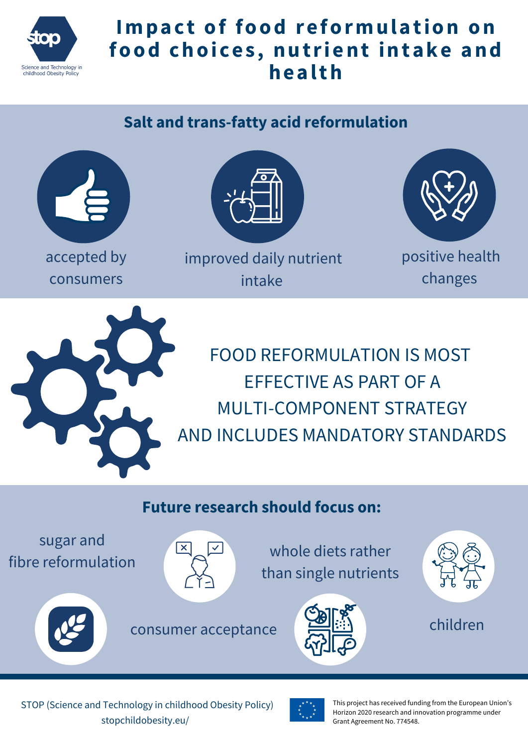# Impact of food reformulation on food choices, nutrient intake and health

Science and Technology in childhood Obesity Policy

## Salt and trans-fatty acid reformulation

- accepted by consumers
- improved daily nutrient intake
- positive health changes

FOOD REFORMULATION IS MOST EFFECTIVE AS PART OF A MULTI-COMPONENT STRATEGY AND INCLUDES MANDATORY STANDARDS

## Future research should focus on:

- sugar and fibre reformulation
- whole diets rather than single nutrients
- consumer acceptance
- children

STOP (Science and Technology in childhood Obesity Policy)
stopchildobesity.eu/

This project has received funding from the European Union's Horizon 2020 research and innovation programme under Grant Agreement No. 774548.